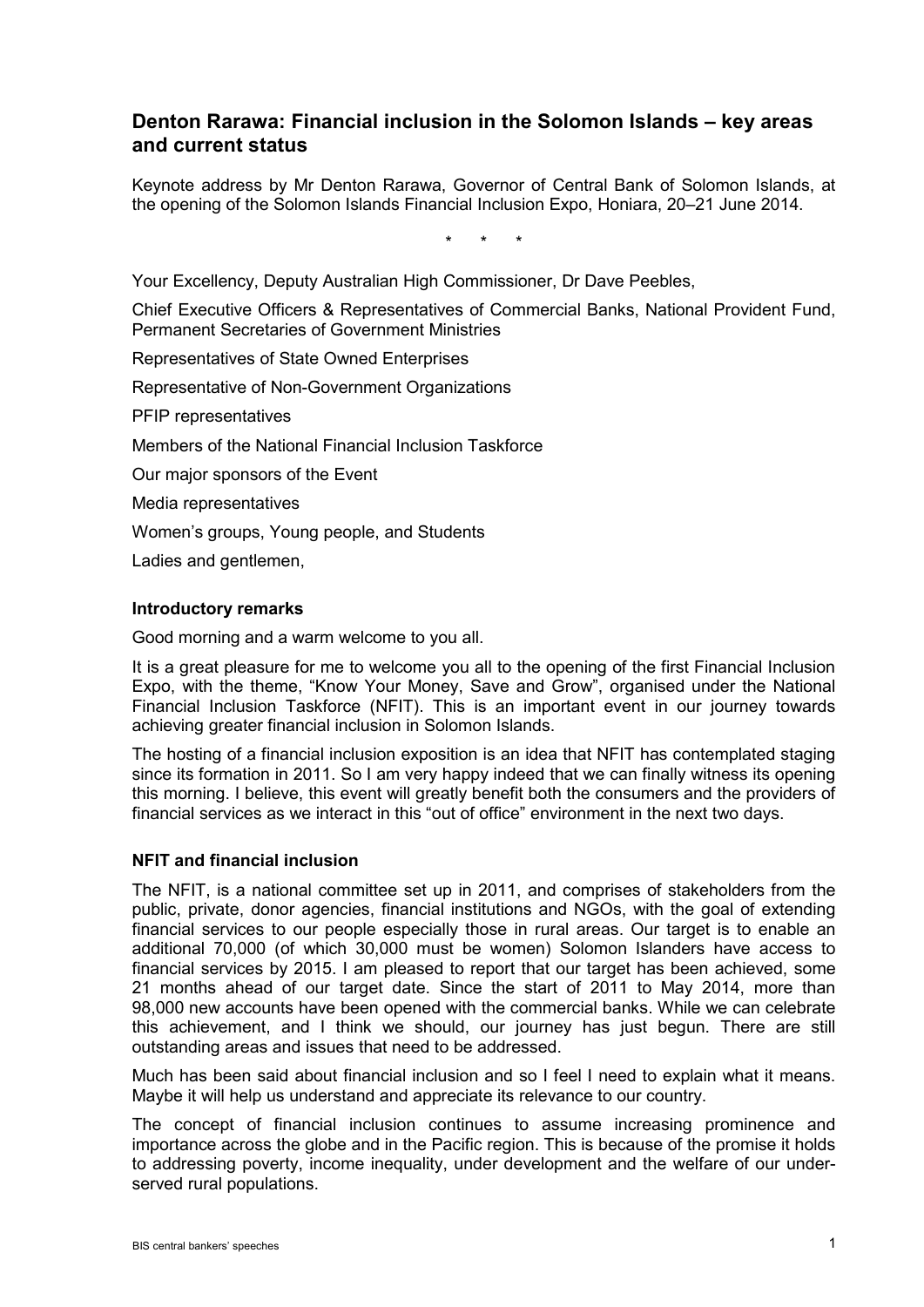# Denton Rarawa: Financial inclusion in the Solomon Islands – key areas and current status

Keynote address by Mr Denton Rarawa, Governor of Central Bank of Solomon Islands, at the opening of the Solomon Islands Financial Inclusion Expo, Honiara, 20–21 June 2014.

\* \* \*

Your Excellency, Deputy Australian High Commissioner, Dr Dave Peebles,

Chief Executive Officers & Representatives of Commercial Banks, National Provident Fund, Permanent Secretaries of Government Ministries

Representatives of State Owned Enterprises

Representative of Non-Government Organizations

PFIP representatives

Members of the National Financial Inclusion Taskforce

Our major sponsors of the Event

Media representatives

Women's groups, Young people, and Students

Ladies and gentlemen,

### Introductory remarks

Good morning and a warm welcome to you all.

It is a great pleasure for me to welcome you all to the opening of the first Financial Inclusion Expo, with the theme, "Know Your Money, Save and Grow", organised under the National Financial Inclusion Taskforce (NFIT). This is an important event in our journey towards achieving greater financial inclusion in Solomon Islands.

The hosting of a financial inclusion exposition is an idea that NFIT has contemplated staging since its formation in 2011. So I am very happy indeed that we can finally witness its opening this morning. I believe, this event will greatly benefit both the consumers and the providers of financial services as we interact in this "out of office" environment in the next two days.

### NFIT and financial inclusion

The NFIT, is a national committee set up in 2011, and comprises of stakeholders from the public, private, donor agencies, financial institutions and NGOs, with the goal of extending financial services to our people especially those in rural areas. Our target is to enable an additional 70,000 (of which 30,000 must be women) Solomon Islanders have access to financial services by 2015. I am pleased to report that our target has been achieved, some 21 months ahead of our target date. Since the start of 2011 to May 2014, more than 98,000 new accounts have been opened with the commercial banks. While we can celebrate this achievement, and I think we should, our journey has just begun. There are still outstanding areas and issues that need to be addressed.

Much has been said about financial inclusion and so I feel I need to explain what it means. Maybe it will help us understand and appreciate its relevance to our country.

The concept of financial inclusion continues to assume increasing prominence and importance across the globe and in the Pacific region. This is because of the promise it holds to addressing poverty, income inequality, under development and the welfare of our under-served rural populations.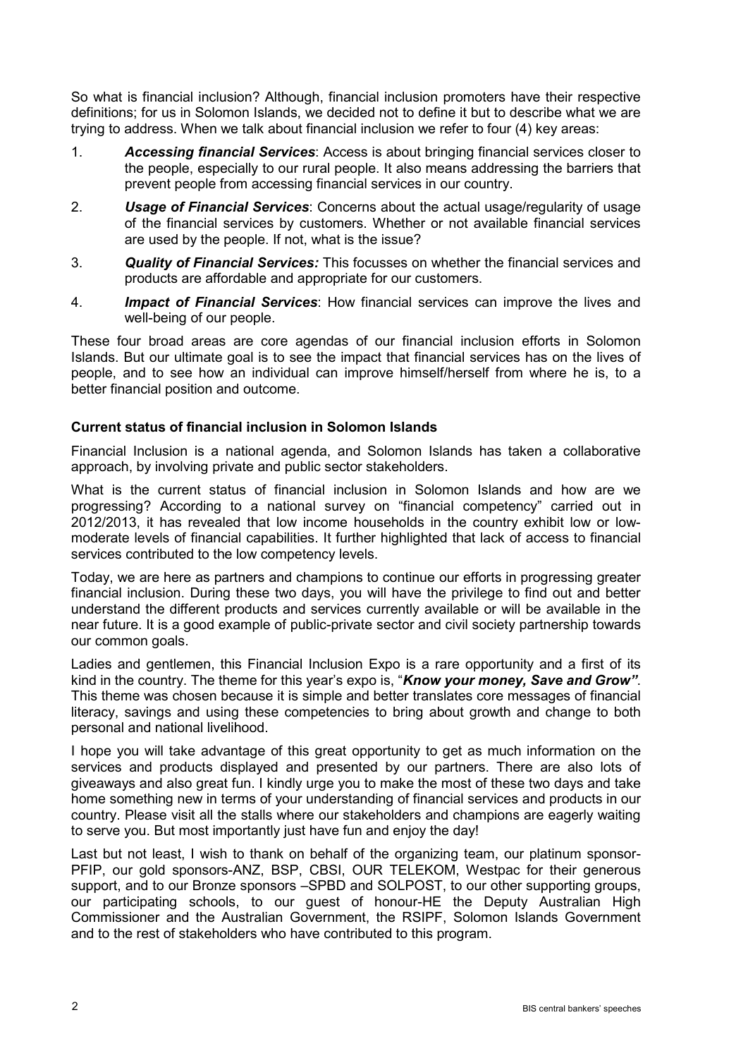So what is financial inclusion? Although, financial inclusion promoters have their respective definitions; for us in Solomon Islands, we decided not to define it but to describe what we are trying to address. When we talk about financial inclusion we refer to four (4) key areas:

1. ***Accessing financial Services***: Access is about bringing financial services closer to the people, especially to our rural people. It also means addressing the barriers that prevent people from accessing financial services in our country.
2. ***Usage of Financial Services***: Concerns about the actual usage/regularity of usage of the financial services by customers. Whether or not available financial services are used by the people. If not, what is the issue?
3. ***Quality of Financial Services:*** This focusses on whether the financial services and products are affordable and appropriate for our customers.
4. ***Impact of Financial Services***: How financial services can improve the lives and well-being of our people.

These four broad areas are core agendas of our financial inclusion efforts in Solomon Islands. But our ultimate goal is to see the impact that financial services has on the lives of people, and to see how an individual can improve himself/herself from where he is, to a better financial position and outcome.

**Current status of financial inclusion in Solomon Islands**

Financial Inclusion is a national agenda, and Solomon Islands has taken a collaborative approach, by involving private and public sector stakeholders.

What is the current status of financial inclusion in Solomon Islands and how are we progressing? According to a national survey on "financial competency" carried out in 2012/2013, it has revealed that low income households in the country exhibit low or low-moderate levels of financial capabilities. It further highlighted that lack of access to financial services contributed to the low competency levels.

Today, we are here as partners and champions to continue our efforts in progressing greater financial inclusion. During these two days, you will have the privilege to find out and better understand the different products and services currently available or will be available in the near future. It is a good example of public-private sector and civil society partnership towards our common goals.

Ladies and gentlemen, this Financial Inclusion Expo is a rare opportunity and a first of its kind in the country. The theme for this year's expo is, "***Know your money, Save and Grow"***. This theme was chosen because it is simple and better translates core messages of financial literacy, savings and using these competencies to bring about growth and change to both personal and national livelihood.

I hope you will take advantage of this great opportunity to get as much information on the services and products displayed and presented by our partners. There are also lots of giveaways and also great fun. I kindly urge you to make the most of these two days and take home something new in terms of your understanding of financial services and products in our country. Please visit all the stalls where our stakeholders and champions are eagerly waiting to serve you. But most importantly just have fun and enjoy the day!

Last but not least, I wish to thank on behalf of the organizing team, our platinum sponsor-PFIP, our gold sponsors-ANZ, BSP, CBSI, OUR TELEKOM, Westpac for their generous support, and to our Bronze sponsors –SPBD and SOLPOST, to our other supporting groups, our participating schools, to our guest of honour-HE the Deputy Australian High Commissioner and the Australian Government, the RSIPF, Solomon Islands Government and to the rest of stakeholders who have contributed to this program.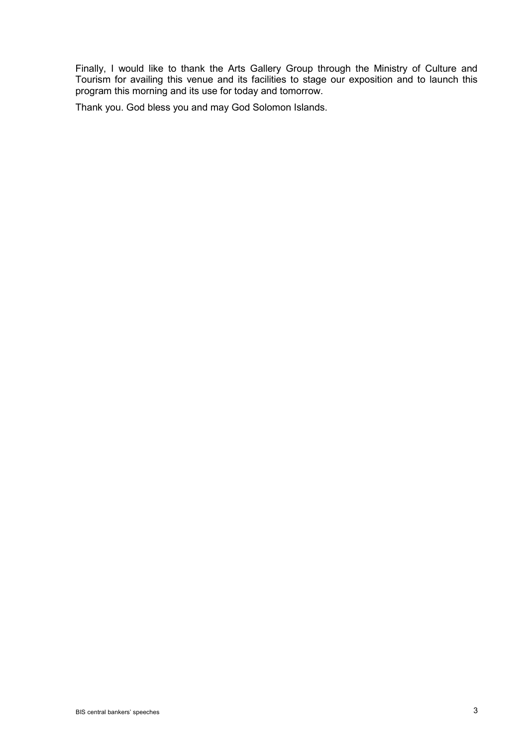Finally, I would like to thank the Arts Gallery Group through the Ministry of Culture and Tourism for availing this venue and its facilities to stage our exposition and to launch this program this morning and its use for today and tomorrow.

Thank you. God bless you and may God Solomon Islands.